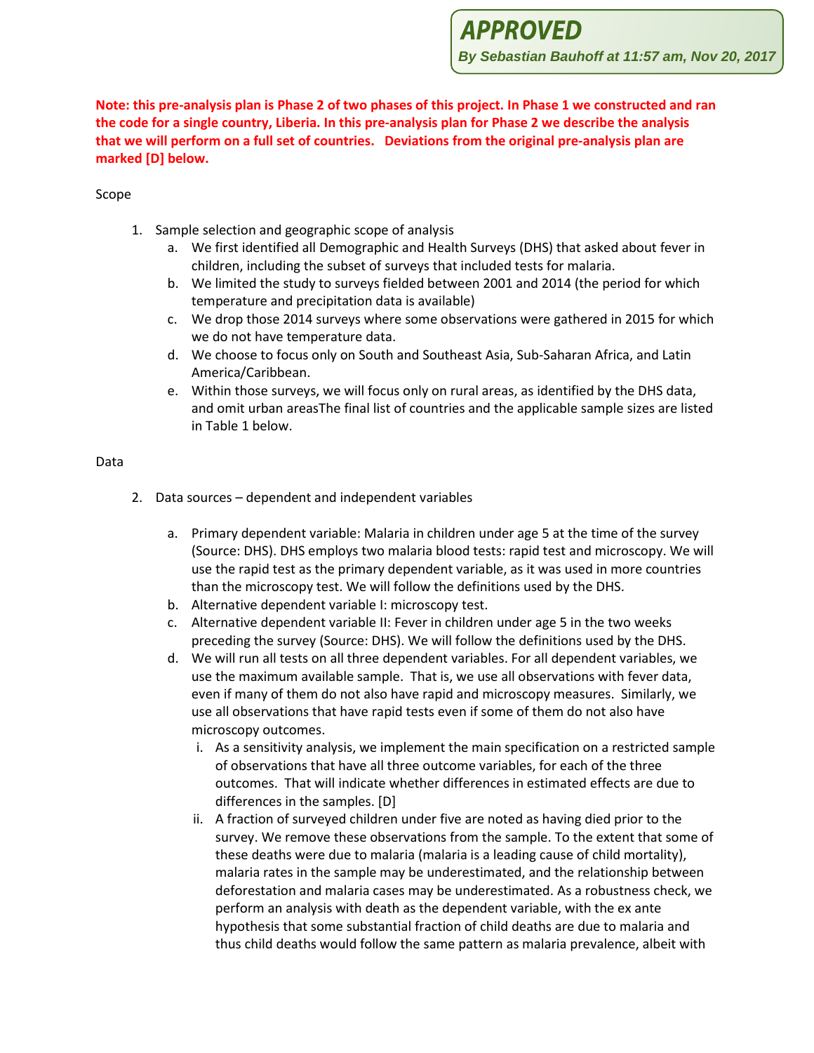**APPROVED**

***By Sebastian Bauhoff at 11:57 am, Nov 20, 2017***

**Note: this pre-analysis plan is Phase 2 of two phases of this project. In Phase 1 we constructed and ran the code for a single country, Liberia. In this pre-analysis plan for Phase 2 we describe the analysis that we will perform on a full set of countries. Deviations from the original pre-analysis plan are marked [D] below.**

Scope

1. Sample selection and geographic scope of analysis
   a. We first identified all Demographic and Health Surveys (DHS) that asked about fever in children, including the subset of surveys that included tests for malaria.
   b. We limited the study to surveys fielded between 2001 and 2014 (the period for which temperature and precipitation data is available)
   c. We drop those 2014 surveys where some observations were gathered in 2015 for which we do not have temperature data.
   d. We choose to focus only on South and Southeast Asia, Sub-Saharan Africa, and Latin America/Caribbean.
   e. Within those surveys, we will focus only on rural areas, as identified by the DHS data, and omit urban areasThe final list of countries and the applicable sample sizes are listed in Table 1 below.

Data

2. Data sources – dependent and independent variables

   a. Primary dependent variable: Malaria in children under age 5 at the time of the survey (Source: DHS). DHS employs two malaria blood tests: rapid test and microscopy. We will use the rapid test as the primary dependent variable, as it was used in more countries than the microscopy test. We will follow the definitions used by the DHS.
   b. Alternative dependent variable I: microscopy test.
   c. Alternative dependent variable II: Fever in children under age 5 in the two weeks preceding the survey (Source: DHS). We will follow the definitions used by the DHS.
   d. We will run all tests on all three dependent variables. For all dependent variables, we use the maximum available sample. That is, we use all observations with fever data, even if many of them do not also have rapid and microscopy measures. Similarly, we use all observations that have rapid tests even if some of them do not also have microscopy outcomes.
      i. As a sensitivity analysis, we implement the main specification on a restricted sample of observations that have all three outcome variables, for each of the three outcomes. That will indicate whether differences in estimated effects are due to differences in the samples. [D]
      ii. A fraction of surveyed children under five are noted as having died prior to the survey. We remove these observations from the sample. To the extent that some of these deaths were due to malaria (malaria is a leading cause of child mortality), malaria rates in the sample may be underestimated, and the relationship between deforestation and malaria cases may be underestimated. As a robustness check, we perform an analysis with death as the dependent variable, with the ex ante hypothesis that some substantial fraction of child deaths are due to malaria and thus child deaths would follow the same pattern as malaria prevalence, albeit with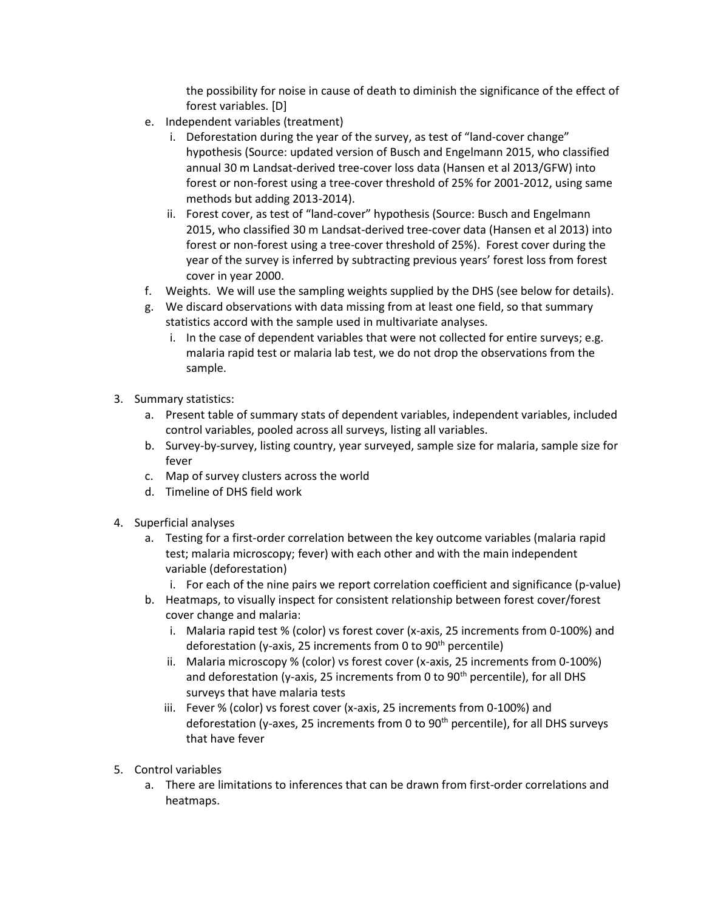the possibility for noise in cause of death to diminish the significance of the effect of forest variables. [D]

e. Independent variables (treatment)
   i. Deforestation during the year of the survey, as test of "land-cover change" hypothesis (Source: updated version of Busch and Engelmann 2015, who classified annual 30 m Landsat-derived tree-cover loss data (Hansen et al 2013/GFW) into forest or non-forest using a tree-cover threshold of 25% for 2001-2012, using same methods but adding 2013-2014).
   ii. Forest cover, as test of "land-cover" hypothesis (Source: Busch and Engelmann 2015, who classified 30 m Landsat-derived tree-cover data (Hansen et al 2013) into forest or non-forest using a tree-cover threshold of 25%). Forest cover during the year of the survey is inferred by subtracting previous years' forest loss from forest cover in year 2000.
f. Weights. We will use the sampling weights supplied by the DHS (see below for details).
g. We discard observations with data missing from at least one field, so that summary statistics accord with the sample used in multivariate analyses.
   i. In the case of dependent variables that were not collected for entire surveys; e.g. malaria rapid test or malaria lab test, we do not drop the observations from the sample.

3. Summary statistics:
   a. Present table of summary stats of dependent variables, independent variables, included control variables, pooled across all surveys, listing all variables.
   b. Survey-by-survey, listing country, year surveyed, sample size for malaria, sample size for fever
   c. Map of survey clusters across the world
   d. Timeline of DHS field work

4. Superficial analyses
   a. Testing for a first-order correlation between the key outcome variables (malaria rapid test; malaria microscopy; fever) with each other and with the main independent variable (deforestation)
      i. For each of the nine pairs we report correlation coefficient and significance (p-value)
   b. Heatmaps, to visually inspect for consistent relationship between forest cover/forest cover change and malaria:
      i. Malaria rapid test % (color) vs forest cover (x-axis, 25 increments from 0-100%) and deforestation (y-axis, 25 increments from 0 to 90$^{th}$ percentile)
      ii. Malaria microscopy % (color) vs forest cover (x-axis, 25 increments from 0-100%) and deforestation (y-axis, 25 increments from 0 to 90$^{th}$ percentile), for all DHS surveys that have malaria tests
      iii. Fever % (color) vs forest cover (x-axis, 25 increments from 0-100%) and deforestation (y-axes, 25 increments from 0 to 90$^{th}$ percentile), for all DHS surveys that have fever

5. Control variables
   a. There are limitations to inferences that can be drawn from first-order correlations and heatmaps.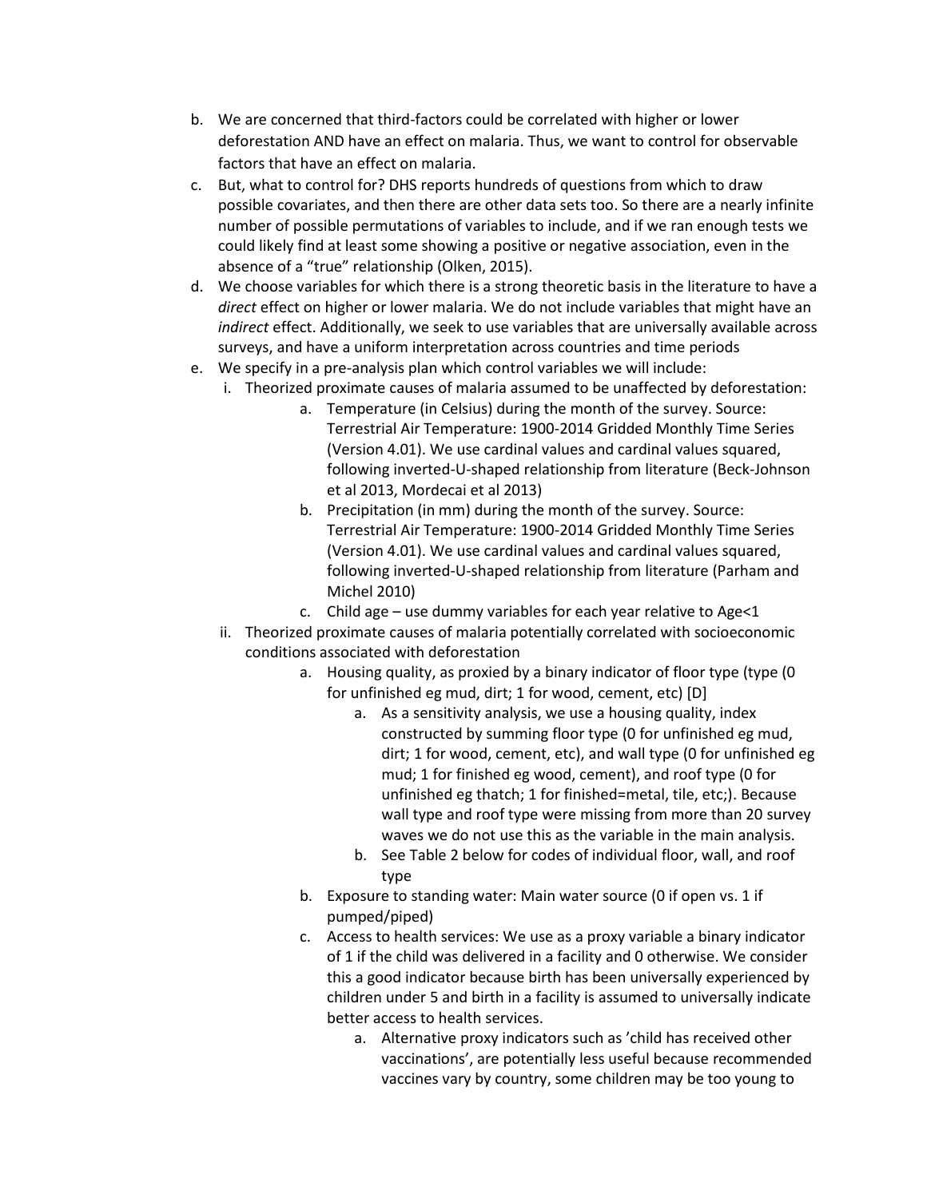b. We are concerned that third-factors could be correlated with higher or lower deforestation AND have an effect on malaria. Thus, we want to control for observable factors that have an effect on malaria.

c. But, what to control for? DHS reports hundreds of questions from which to draw possible covariates, and then there are other data sets too. So there are a nearly infinite number of possible permutations of variables to include, and if we ran enough tests we could likely find at least some showing a positive or negative association, even in the absence of a "true" relationship (Olken, 2015).

d. We choose variables for which there is a strong theoretic basis in the literature to have a *direct* effect on higher or lower malaria. We do not include variables that might have an *indirect* effect. Additionally, we seek to use variables that are universally available across surveys, and have a uniform interpretation across countries and time periods

e. We specify in a pre-analysis plan which control variables we will include:

   i. Theorized proximate causes of malaria assumed to be unaffected by deforestation:

      a. Temperature (in Celsius) during the month of the survey. Source: Terrestrial Air Temperature: 1900-2014 Gridded Monthly Time Series (Version 4.01). We use cardinal values and cardinal values squared, following inverted-U-shaped relationship from literature (Beck-Johnson et al 2013, Mordecai et al 2013)

      b. Precipitation (in mm) during the month of the survey. Source: Terrestrial Air Temperature: 1900-2014 Gridded Monthly Time Series (Version 4.01). We use cardinal values and cardinal values squared, following inverted-U-shaped relationship from literature (Parham and Michel 2010)

      c. Child age – use dummy variables for each year relative to Age<1

   ii. Theorized proximate causes of malaria potentially correlated with socioeconomic conditions associated with deforestation

      a. Housing quality, as proxied by a binary indicator of floor type (type (0 for unfinished eg mud, dirt; 1 for wood, cement, etc) [D]

         a. As a sensitivity analysis, we use a housing quality, index constructed by summing floor type (0 for unfinished eg mud, dirt; 1 for wood, cement, etc), and wall type (0 for unfinished eg mud; 1 for finished eg wood, cement), and roof type (0 for unfinished eg thatch; 1 for finished=metal, tile, etc;). Because wall type and roof type were missing from more than 20 survey waves we do not use this as the variable in the main analysis.

         b. See Table 2 below for codes of individual floor, wall, and roof type

      b. Exposure to standing water: Main water source (0 if open vs. 1 if pumped/piped)

      c. Access to health services: We use as a proxy variable a binary indicator of 1 if the child was delivered in a facility and 0 otherwise. We consider this a good indicator because birth has been universally experienced by children under 5 and birth in a facility is assumed to universally indicate better access to health services.

         a. Alternative proxy indicators such as 'child has received other vaccinations', are potentially less useful because recommended vaccines vary by country, some children may be too young to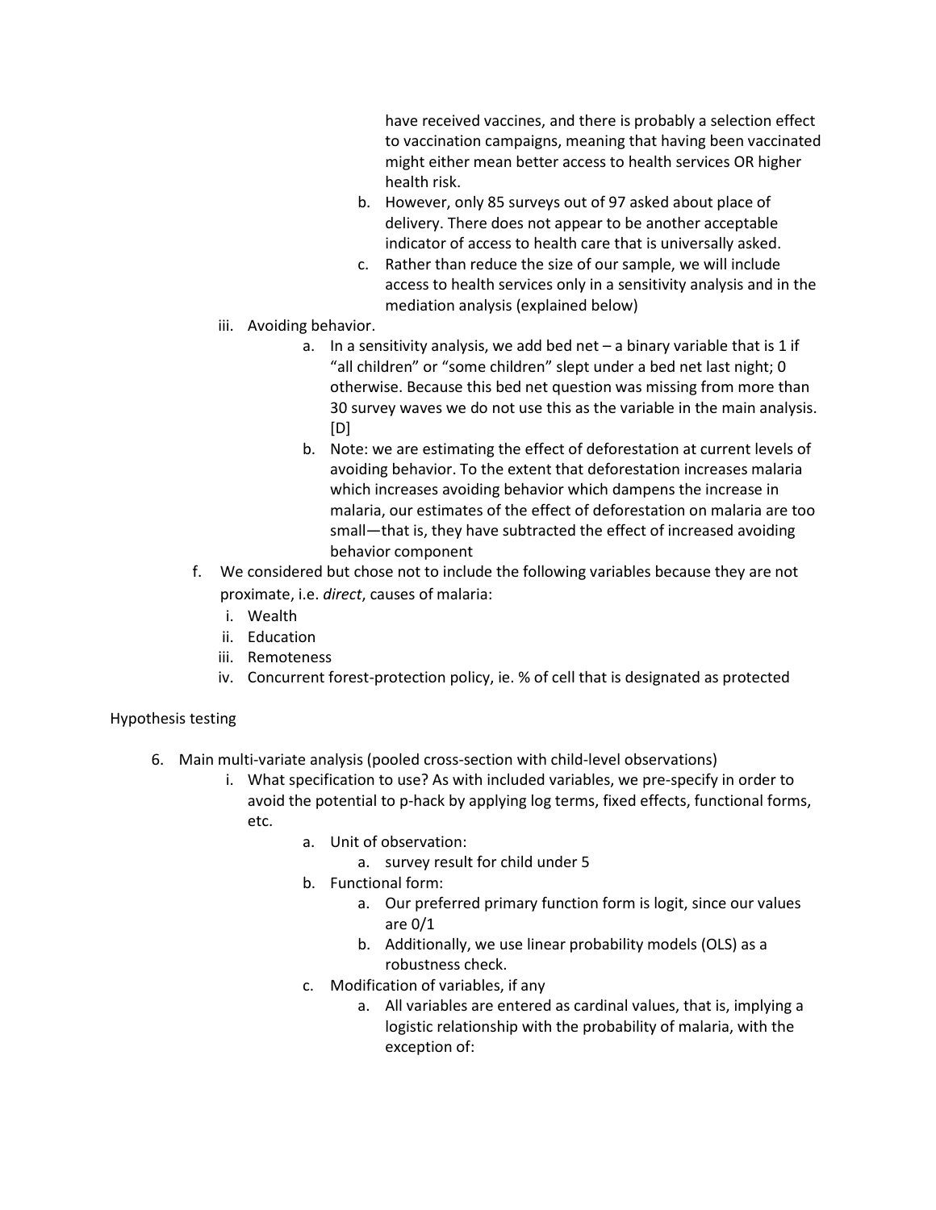have received vaccines, and there is probably a selection effect to vaccination campaigns, meaning that having been vaccinated might either mean better access to health services OR higher health risk.

b. However, only 85 surveys out of 97 asked about place of delivery. There does not appear to be another acceptable indicator of access to health care that is universally asked.

c. Rather than reduce the size of our sample, we will include access to health services only in a sensitivity analysis and in the mediation analysis (explained below)

iii. Avoiding behavior.

a. In a sensitivity analysis, we add bed net – a binary variable that is 1 if "all children" or "some children" slept under a bed net last night; 0 otherwise. Because this bed net question was missing from more than 30 survey waves we do not use this as the variable in the main analysis. [D]

b. Note: we are estimating the effect of deforestation at current levels of avoiding behavior. To the extent that deforestation increases malaria which increases avoiding behavior which dampens the increase in malaria, our estimates of the effect of deforestation on malaria are too small—that is, they have subtracted the effect of increased avoiding behavior component

f. We considered but chose not to include the following variables because they are not proximate, i.e. *direct*, causes of malaria:

i. Wealth
ii. Education
iii. Remoteness
iv. Concurrent forest-protection policy, ie. % of cell that is designated as protected

Hypothesis testing

6. Main multi-variate analysis (pooled cross-section with child-level observations)

i. What specification to use? As with included variables, we pre-specify in order to avoid the potential to p-hack by applying log terms, fixed effects, functional forms, etc.

a. Unit of observation:
   a. survey result for child under 5

b. Functional form:
   a. Our preferred primary function form is logit, since our values are 0/1
   b. Additionally, we use linear probability models (OLS) as a robustness check.

c. Modification of variables, if any
   a. All variables are entered as cardinal values, that is, implying a logistic relationship with the probability of malaria, with the exception of: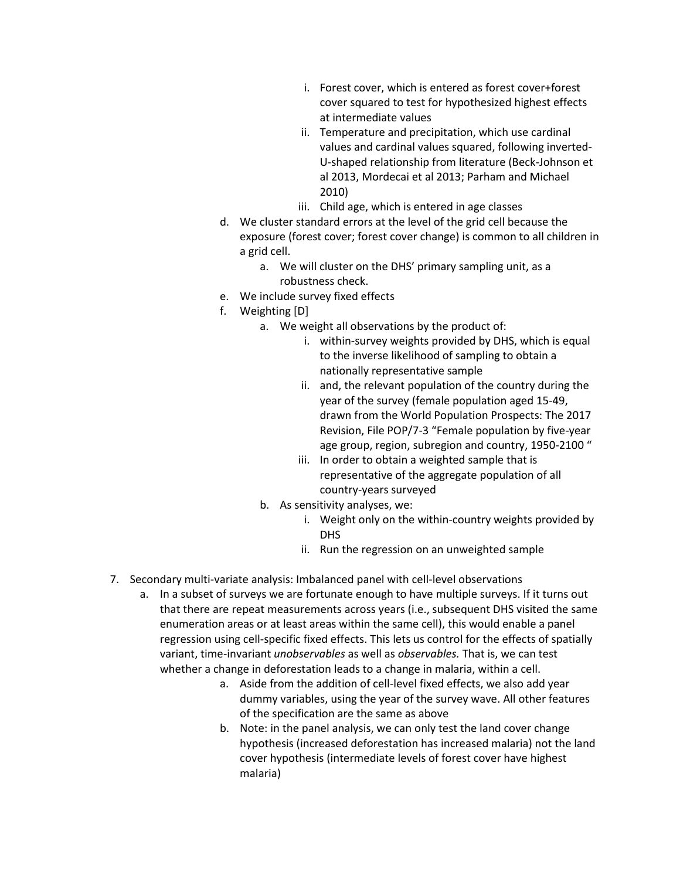i. Forest cover, which is entered as forest cover+forest cover squared to test for hypothesized highest effects at intermediate values
ii. Temperature and precipitation, which use cardinal values and cardinal values squared, following inverted-U-shaped relationship from literature (Beck-Johnson et al 2013, Mordecai et al 2013; Parham and Michael 2010)
iii. Child age, which is entered in age classes

d. We cluster standard errors at the level of the grid cell because the exposure (forest cover; forest cover change) is common to all children in a grid cell.
   a. We will cluster on the DHS' primary sampling unit, as a robustness check.
e. We include survey fixed effects
f. Weighting [D]
   a. We weight all observations by the product of:
      i. within-survey weights provided by DHS, which is equal to the inverse likelihood of sampling to obtain a nationally representative sample
      ii. and, the relevant population of the country during the year of the survey (female population aged 15-49, drawn from the World Population Prospects: The 2017 Revision, File POP/7-3 "Female population by five-year age group, region, subregion and country, 1950-2100 "
      iii. In order to obtain a weighted sample that is representative of the aggregate population of all country-years surveyed
   b. As sensitivity analyses, we:
      i. Weight only on the within-country weights provided by DHS
      ii. Run the regression on an unweighted sample

7. Secondary multi-variate analysis: Imbalanced panel with cell-level observations
   a. In a subset of surveys we are fortunate enough to have multiple surveys. If it turns out that there are repeat measurements across years (i.e., subsequent DHS visited the same enumeration areas or at least areas within the same cell), this would enable a panel regression using cell-specific fixed effects. This lets us control for the effects of spatially variant, time-invariant *unobservables* as well as *observables.* That is, we can test whether a change in deforestation leads to a change in malaria, within a cell.
      a. Aside from the addition of cell-level fixed effects, we also add year dummy variables, using the year of the survey wave. All other features of the specification are the same as above
      b. Note: in the panel analysis, we can only test the land cover change hypothesis (increased deforestation has increased malaria) not the land cover hypothesis (intermediate levels of forest cover have highest malaria)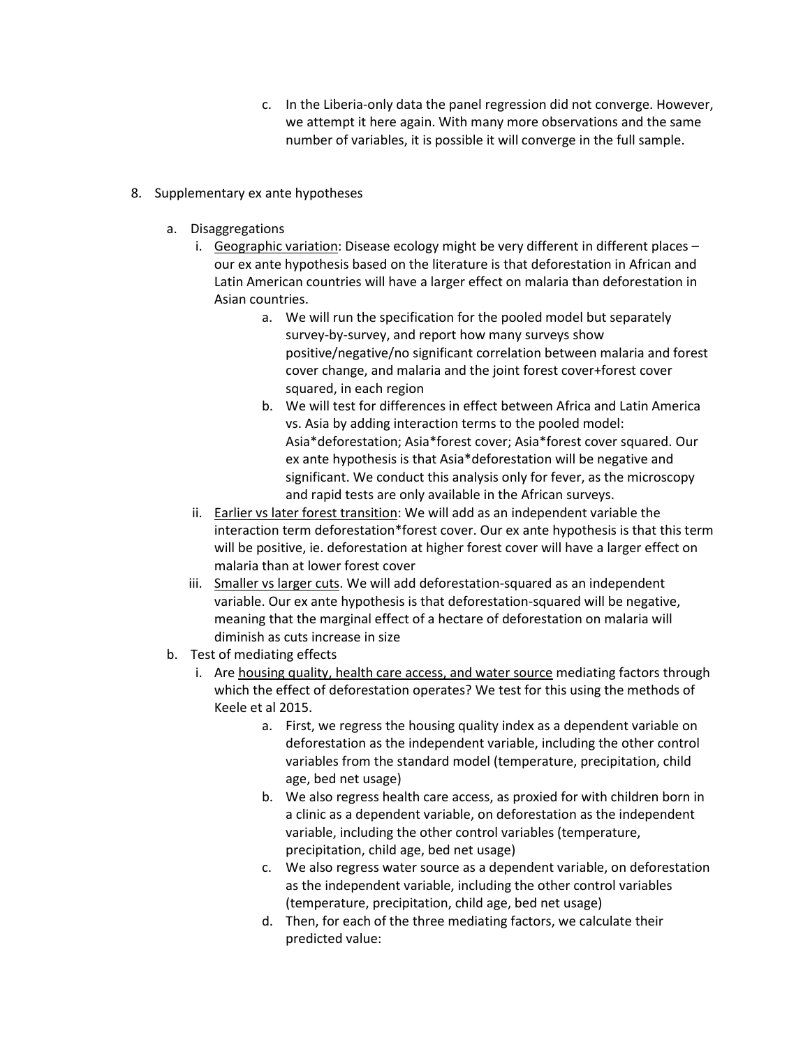c. In the Liberia-only data the panel regression did not converge. However, we attempt it here again. With many more observations and the same number of variables, it is possible it will converge in the full sample.

8. Supplementary ex ante hypotheses

   a. Disaggregations
      i. Geographic variation: Disease ecology might be very different in different places – our ex ante hypothesis based on the literature is that deforestation in African and Latin American countries will have a larger effect on malaria than deforestation in Asian countries.
         a. We will run the specification for the pooled model but separately survey-by-survey, and report how many surveys show positive/negative/no significant correlation between malaria and forest cover change, and malaria and the joint forest cover+forest cover squared, in each region
         b. We will test for differences in effect between Africa and Latin America vs. Asia by adding interaction terms to the pooled model: Asia*deforestation; Asia*forest cover; Asia*forest cover squared. Our ex ante hypothesis is that Asia*deforestation will be negative and significant. We conduct this analysis only for fever, as the microscopy and rapid tests are only available in the African surveys.
      ii. Earlier vs later forest transition: We will add as an independent variable the interaction term deforestation*forest cover. Our ex ante hypothesis is that this term will be positive, ie. deforestation at higher forest cover will have a larger effect on malaria than at lower forest cover
      iii. Smaller vs larger cuts. We will add deforestation-squared as an independent variable. Our ex ante hypothesis is that deforestation-squared will be negative, meaning that the marginal effect of a hectare of deforestation on malaria will diminish as cuts increase in size
   b. Test of mediating effects
      i. Are housing quality, health care access, and water source mediating factors through which the effect of deforestation operates? We test for this using the methods of Keele et al 2015.
         a. First, we regress the housing quality index as a dependent variable on deforestation as the independent variable, including the other control variables from the standard model (temperature, precipitation, child age, bed net usage)
         b. We also regress health care access, as proxied for with children born in a clinic as a dependent variable, on deforestation as the independent variable, including the other control variables (temperature, precipitation, child age, bed net usage)
         c. We also regress water source as a dependent variable, on deforestation as the independent variable, including the other control variables (temperature, precipitation, child age, bed net usage)
         d. Then, for each of the three mediating factors, we calculate their predicted value: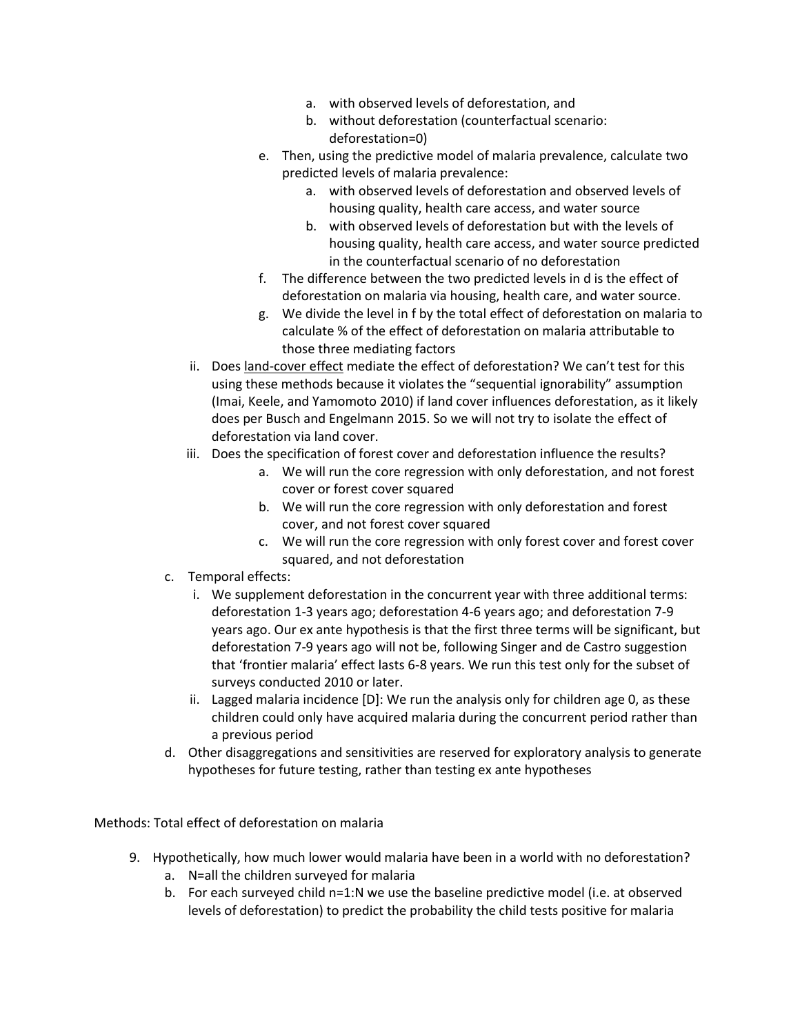a. with observed levels of deforestation, and
   b. without deforestation (counterfactual scenario: deforestation=0)

   e. Then, using the predictive model of malaria prevalence, calculate two predicted levels of malaria prevalence:
      a. with observed levels of deforestation and observed levels of housing quality, health care access, and water source
      b. with observed levels of deforestation but with the levels of housing quality, health care access, and water source predicted in the counterfactual scenario of no deforestation
   f. The difference between the two predicted levels in d is the effect of deforestation on malaria via housing, health care, and water source.
   g. We divide the level in f by the total effect of deforestation on malaria to calculate % of the effect of deforestation on malaria attributable to those three mediating factors

ii. Does <u>land-cover effect</u> mediate the effect of deforestation? We can't test for this using these methods because it violates the "sequential ignorability" assumption (Imai, Keele, and Yamomoto 2010) if land cover influences deforestation, as it likely does per Busch and Engelmann 2015. So we will not try to isolate the effect of deforestation via land cover.

iii. Does the specification of forest cover and deforestation influence the results?
   a. We will run the core regression with only deforestation, and not forest cover or forest cover squared
   b. We will run the core regression with only deforestation and forest cover, and not forest cover squared
   c. We will run the core regression with only forest cover and forest cover squared, and not deforestation

c. Temporal effects:
   i. We supplement deforestation in the concurrent year with three additional terms: deforestation 1-3 years ago; deforestation 4-6 years ago; and deforestation 7-9 years ago. Our ex ante hypothesis is that the first three terms will be significant, but deforestation 7-9 years ago will not be, following Singer and de Castro suggestion that 'frontier malaria' effect lasts 6-8 years. We run this test only for the subset of surveys conducted 2010 or later.
   ii. Lagged malaria incidence [D]: We run the analysis only for children age 0, as these children could only have acquired malaria during the concurrent period rather than a previous period

d. Other disaggregations and sensitivities are reserved for exploratory analysis to generate hypotheses for future testing, rather than testing ex ante hypotheses

Methods: Total effect of deforestation on malaria

9. Hypothetically, how much lower would malaria have been in a world with no deforestation?
   a. N=all the children surveyed for malaria
   b. For each surveyed child n=1:N we use the baseline predictive model (i.e. at observed levels of deforestation) to predict the probability the child tests positive for malaria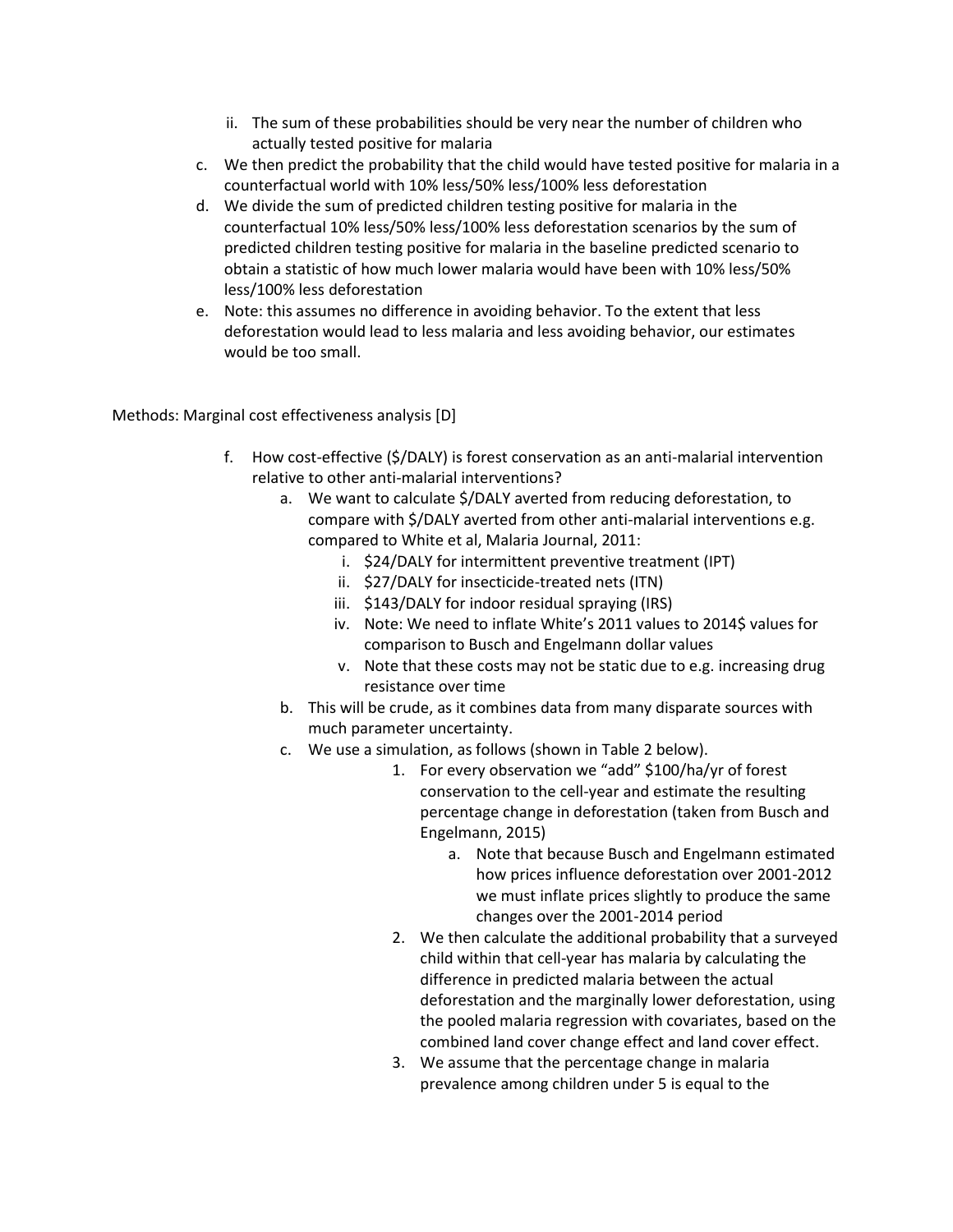ii. The sum of these probabilities should be very near the number of children who actually tested positive for malaria

c. We then predict the probability that the child would have tested positive for malaria in a counterfactual world with 10% less/50% less/100% less deforestation

d. We divide the sum of predicted children testing positive for malaria in the counterfactual 10% less/50% less/100% less deforestation scenarios by the sum of predicted children testing positive for malaria in the baseline predicted scenario to obtain a statistic of how much lower malaria would have been with 10% less/50% less/100% less deforestation

e. Note: this assumes no difference in avoiding behavior. To the extent that less deforestation would lead to less malaria and less avoiding behavior, our estimates would be too small.

Methods: Marginal cost effectiveness analysis [D]

f. How cost-effective ($/DALY) is forest conservation as an anti-malarial intervention relative to other anti-malarial interventions?
   a. We want to calculate $/DALY averted from reducing deforestation, to compare with $/DALY averted from other anti-malarial interventions e.g. compared to White et al, Malaria Journal, 2011:
      i. $24/DALY for intermittent preventive treatment (IPT)
      ii. $27/DALY for insecticide-treated nets (ITN)
      iii. $143/DALY for indoor residual spraying (IRS)
      iv. Note: We need to inflate White's 2011 values to 2014$ values for comparison to Busch and Engelmann dollar values
      v. Note that these costs may not be static due to e.g. increasing drug resistance over time
   b. This will be crude, as it combines data from many disparate sources with much parameter uncertainty.
   c. We use a simulation, as follows (shown in Table 2 below).
      1. For every observation we "add" $100/ha/yr of forest conservation to the cell-year and estimate the resulting percentage change in deforestation (taken from Busch and Engelmann, 2015)
         a. Note that because Busch and Engelmann estimated how prices influence deforestation over 2001-2012 we must inflate prices slightly to produce the same changes over the 2001-2014 period
      2. We then calculate the additional probability that a surveyed child within that cell-year has malaria by calculating the difference in predicted malaria between the actual deforestation and the marginally lower deforestation, using the pooled malaria regression with covariates, based on the combined land cover change effect and land cover effect.
      3. We assume that the percentage change in malaria prevalence among children under 5 is equal to the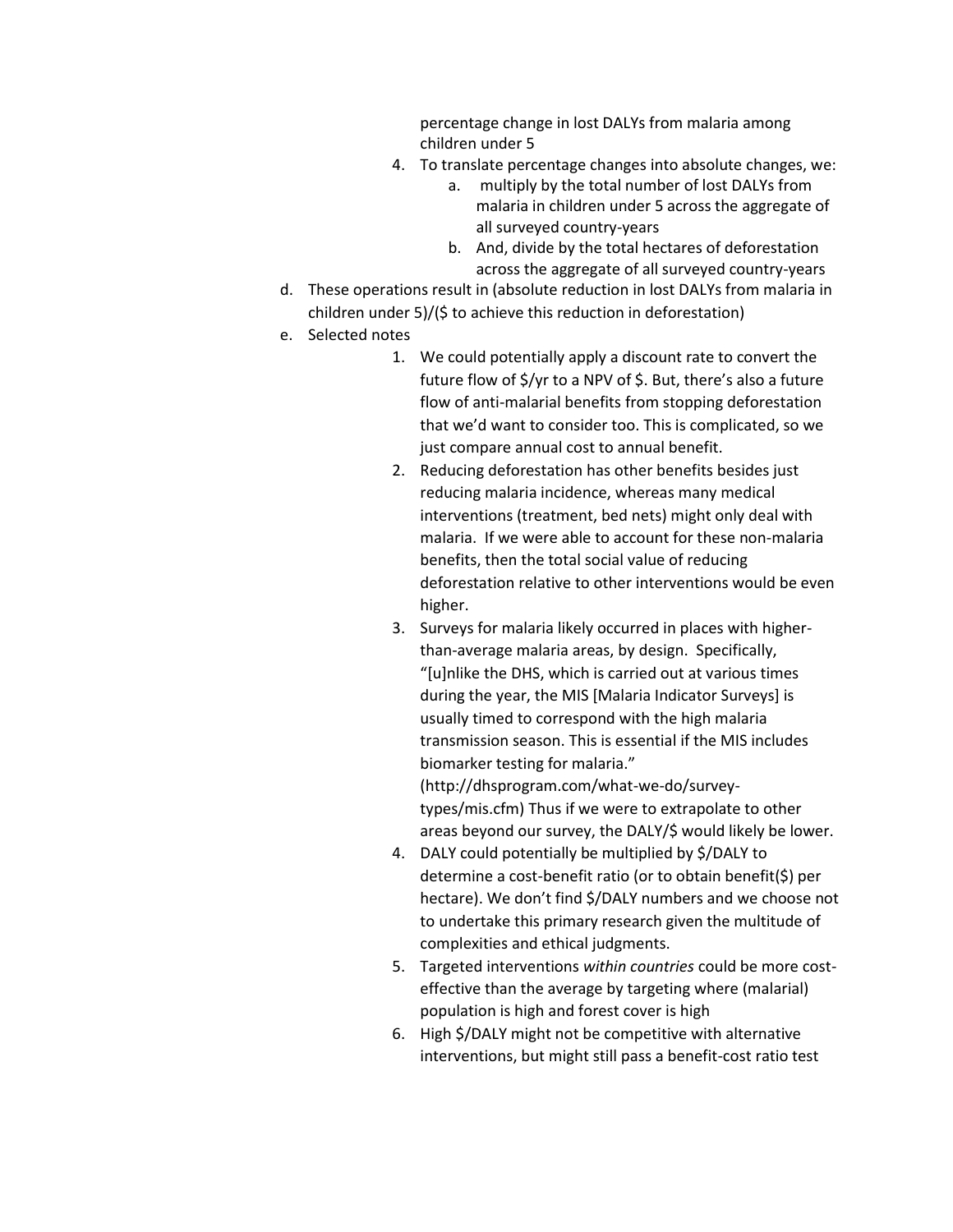percentage change in lost DALYs from malaria among children under 5

4. To translate percentage changes into absolute changes, we:
    a. multiply by the total number of lost DALYs from malaria in children under 5 across the aggregate of all surveyed country-years
    b. And, divide by the total hectares of deforestation across the aggregate of all surveyed country-years

d. These operations result in (absolute reduction in lost DALYs from malaria in children under 5)/($ to achieve this reduction in deforestation)

e. Selected notes
    1. We could potentially apply a discount rate to convert the future flow of $/yr to a NPV of $. But, there's also a future flow of anti-malarial benefits from stopping deforestation that we'd want to consider too. This is complicated, so we just compare annual cost to annual benefit.
    2. Reducing deforestation has other benefits besides just reducing malaria incidence, whereas many medical interventions (treatment, bed nets) might only deal with malaria. If we were able to account for these non-malaria benefits, then the total social value of reducing deforestation relative to other interventions would be even higher.
    3. Surveys for malaria likely occurred in places with higher-than-average malaria areas, by design. Specifically, "[u]nlike the DHS, which is carried out at various times during the year, the MIS [Malaria Indicator Surveys] is usually timed to correspond with the high malaria transmission season. This is essential if the MIS includes biomarker testing for malaria." (http://dhsprogram.com/what-we-do/survey-types/mis.cfm) Thus if we were to extrapolate to other areas beyond our survey, the DALY/$ would likely be lower.
    4. DALY could potentially be multiplied by $/DALY to determine a cost-benefit ratio (or to obtain benefit($) per hectare). We don't find $/DALY numbers and we choose not to undertake this primary research given the multitude of complexities and ethical judgments.
    5. Targeted interventions *within countries* could be more cost-effective than the average by targeting where (malarial) population is high and forest cover is high
    6. High $/DALY might not be competitive with alternative interventions, but might still pass a benefit-cost ratio test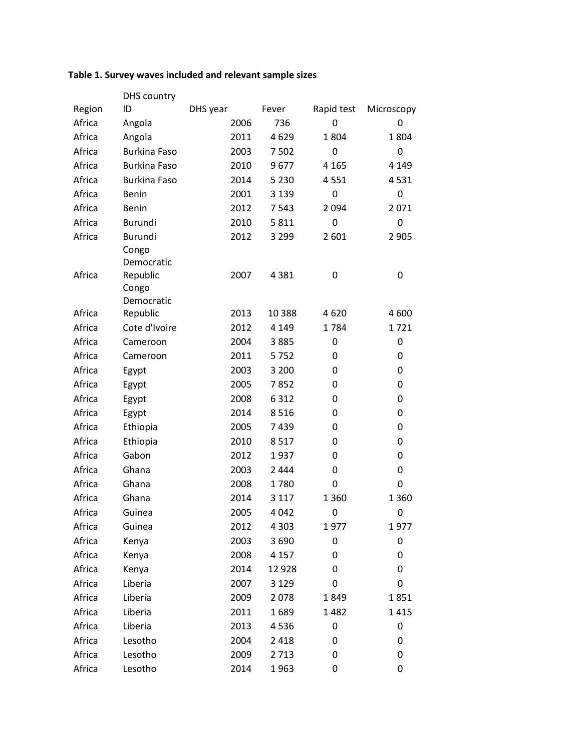**Table 1. Survey waves included and relevant sample sizes**

| Region | DHS country ID | DHS year | Fever | Rapid test | Microscopy |
|---|---|---|---|---|---|
| Africa | Angola | 2006 | 736 | 0 | 0 |
| Africa | Angola | 2011 | 4 629 | 1 804 | 1 804 |
| Africa | Burkina Faso | 2003 | 7 502 | 0 | 0 |
| Africa | Burkina Faso | 2010 | 9 677 | 4 165 | 4 149 |
| Africa | Burkina Faso | 2014 | 5 230 | 4 551 | 4 531 |
| Africa | Benin | 2001 | 3 139 | 0 | 0 |
| Africa | Benin | 2012 | 7 543 | 2 094 | 2 071 |
| Africa | Burundi | 2010 | 5 811 | 0 | 0 |
| Africa | Burundi | 2012 | 3 299 | 2 601 | 2 905 |
| Africa | Congo Democratic Republic | 2007 | 4 381 | 0 | 0 |
| Africa | Congo Democratic Republic | 2013 | 10 388 | 4 620 | 4 600 |
| Africa | Cote d'Ivoire | 2012 | 4 149 | 1 784 | 1 721 |
| Africa | Cameroon | 2004 | 3 885 | 0 | 0 |
| Africa | Cameroon | 2011 | 5 752 | 0 | 0 |
| Africa | Egypt | 2003 | 3 200 | 0 | 0 |
| Africa | Egypt | 2005 | 7 852 | 0 | 0 |
| Africa | Egypt | 2008 | 6 312 | 0 | 0 |
| Africa | Egypt | 2014 | 8 516 | 0 | 0 |
| Africa | Ethiopia | 2005 | 7 439 | 0 | 0 |
| Africa | Ethiopia | 2010 | 8 517 | 0 | 0 |
| Africa | Gabon | 2012 | 1 937 | 0 | 0 |
| Africa | Ghana | 2003 | 2 444 | 0 | 0 |
| Africa | Ghana | 2008 | 1 780 | 0 | 0 |
| Africa | Ghana | 2014 | 3 117 | 1 360 | 1 360 |
| Africa | Guinea | 2005 | 4 042 | 0 | 0 |
| Africa | Guinea | 2012 | 4 303 | 1 977 | 1 977 |
| Africa | Kenya | 2003 | 3 690 | 0 | 0 |
| Africa | Kenya | 2008 | 4 157 | 0 | 0 |
| Africa | Kenya | 2014 | 12 928 | 0 | 0 |
| Africa | Liberia | 2007 | 3 129 | 0 | 0 |
| Africa | Liberia | 2009 | 2 078 | 1 849 | 1 851 |
| Africa | Liberia | 2011 | 1 689 | 1 482 | 1 415 |
| Africa | Liberia | 2013 | 4 536 | 0 | 0 |
| Africa | Lesotho | 2004 | 2 418 | 0 | 0 |
| Africa | Lesotho | 2009 | 2 713 | 0 | 0 |
| Africa | Lesotho | 2014 | 1 963 | 0 | 0 |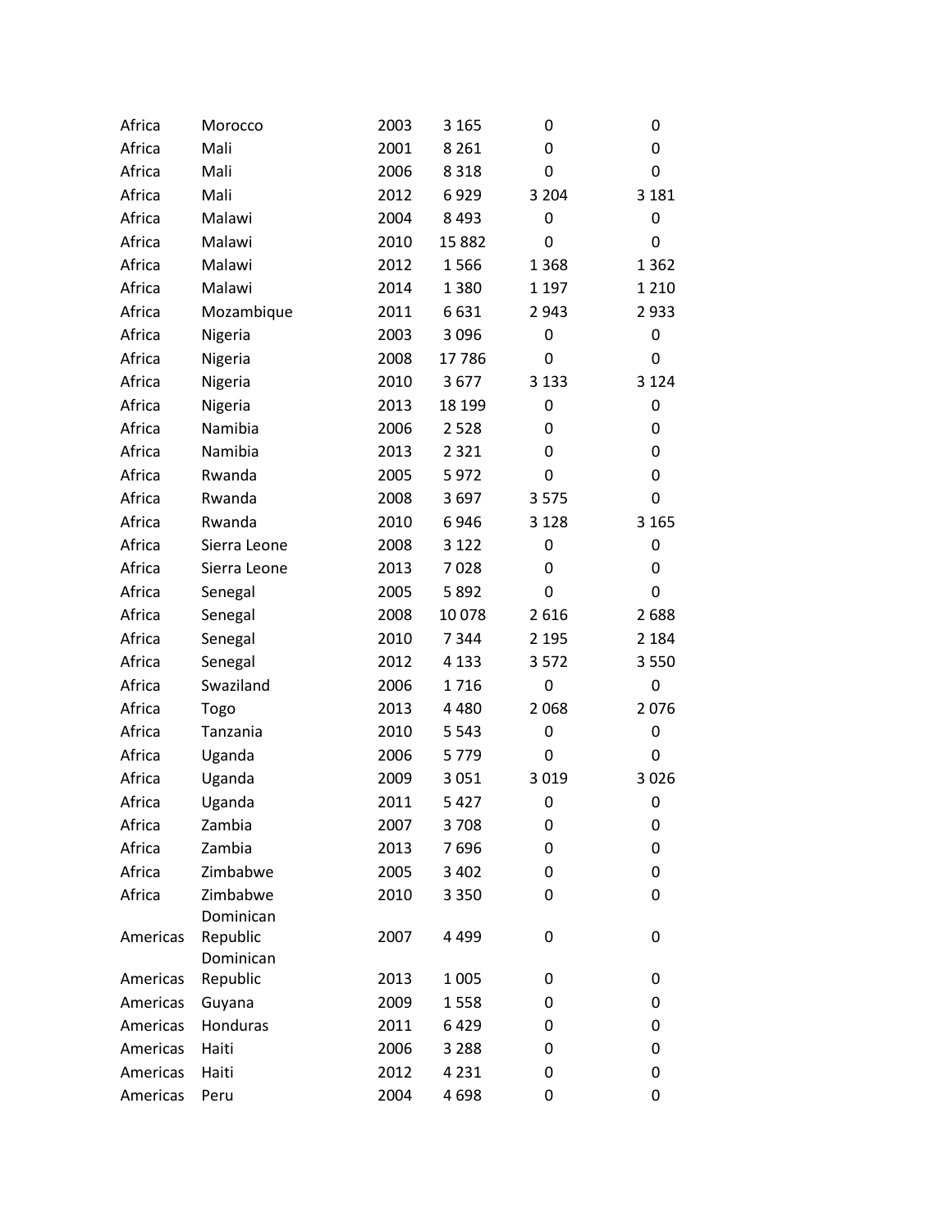| | | | | | |
|---|---|---|---|---|---|
| Africa | Morocco | 2003 | 3 165 | 0 | 0 |
| Africa | Mali | 2001 | 8 261 | 0 | 0 |
| Africa | Mali | 2006 | 8 318 | 0 | 0 |
| Africa | Mali | 2012 | 6 929 | 3 204 | 3 181 |
| Africa | Malawi | 2004 | 8 493 | 0 | 0 |
| Africa | Malawi | 2010 | 15 882 | 0 | 0 |
| Africa | Malawi | 2012 | 1 566 | 1 368 | 1 362 |
| Africa | Malawi | 2014 | 1 380 | 1 197 | 1 210 |
| Africa | Mozambique | 2011 | 6 631 | 2 943 | 2 933 |
| Africa | Nigeria | 2003 | 3 096 | 0 | 0 |
| Africa | Nigeria | 2008 | 17 786 | 0 | 0 |
| Africa | Nigeria | 2010 | 3 677 | 3 133 | 3 124 |
| Africa | Nigeria | 2013 | 18 199 | 0 | 0 |
| Africa | Namibia | 2006 | 2 528 | 0 | 0 |
| Africa | Namibia | 2013 | 2 321 | 0 | 0 |
| Africa | Rwanda | 2005 | 5 972 | 0 | 0 |
| Africa | Rwanda | 2008 | 3 697 | 3 575 | 0 |
| Africa | Rwanda | 2010 | 6 946 | 3 128 | 3 165 |
| Africa | Sierra Leone | 2008 | 3 122 | 0 | 0 |
| Africa | Sierra Leone | 2013 | 7 028 | 0 | 0 |
| Africa | Senegal | 2005 | 5 892 | 0 | 0 |
| Africa | Senegal | 2008 | 10 078 | 2 616 | 2 688 |
| Africa | Senegal | 2010 | 7 344 | 2 195 | 2 184 |
| Africa | Senegal | 2012 | 4 133 | 3 572 | 3 550 |
| Africa | Swaziland | 2006 | 1 716 | 0 | 0 |
| Africa | Togo | 2013 | 4 480 | 2 068 | 2 076 |
| Africa | Tanzania | 2010 | 5 543 | 0 | 0 |
| Africa | Uganda | 2006 | 5 779 | 0 | 0 |
| Africa | Uganda | 2009 | 3 051 | 3 019 | 3 026 |
| Africa | Uganda | 2011 | 5 427 | 0 | 0 |
| Africa | Zambia | 2007 | 3 708 | 0 | 0 |
| Africa | Zambia | 2013 | 7 696 | 0 | 0 |
| Africa | Zimbabwe | 2005 | 3 402 | 0 | 0 |
| Africa | Zimbabwe | 2010 | 3 350 | 0 | 0 |
| Americas | Dominican Republic | 2007 | 4 499 | 0 | 0 |
| Americas | Dominican Republic | 2013 | 1 005 | 0 | 0 |
| Americas | Guyana | 2009 | 1 558 | 0 | 0 |
| Americas | Honduras | 2011 | 6 429 | 0 | 0 |
| Americas | Haiti | 2006 | 3 288 | 0 | 0 |
| Americas | Haiti | 2012 | 4 231 | 0 | 0 |
| Americas | Peru | 2004 | 4 698 | 0 | 0 |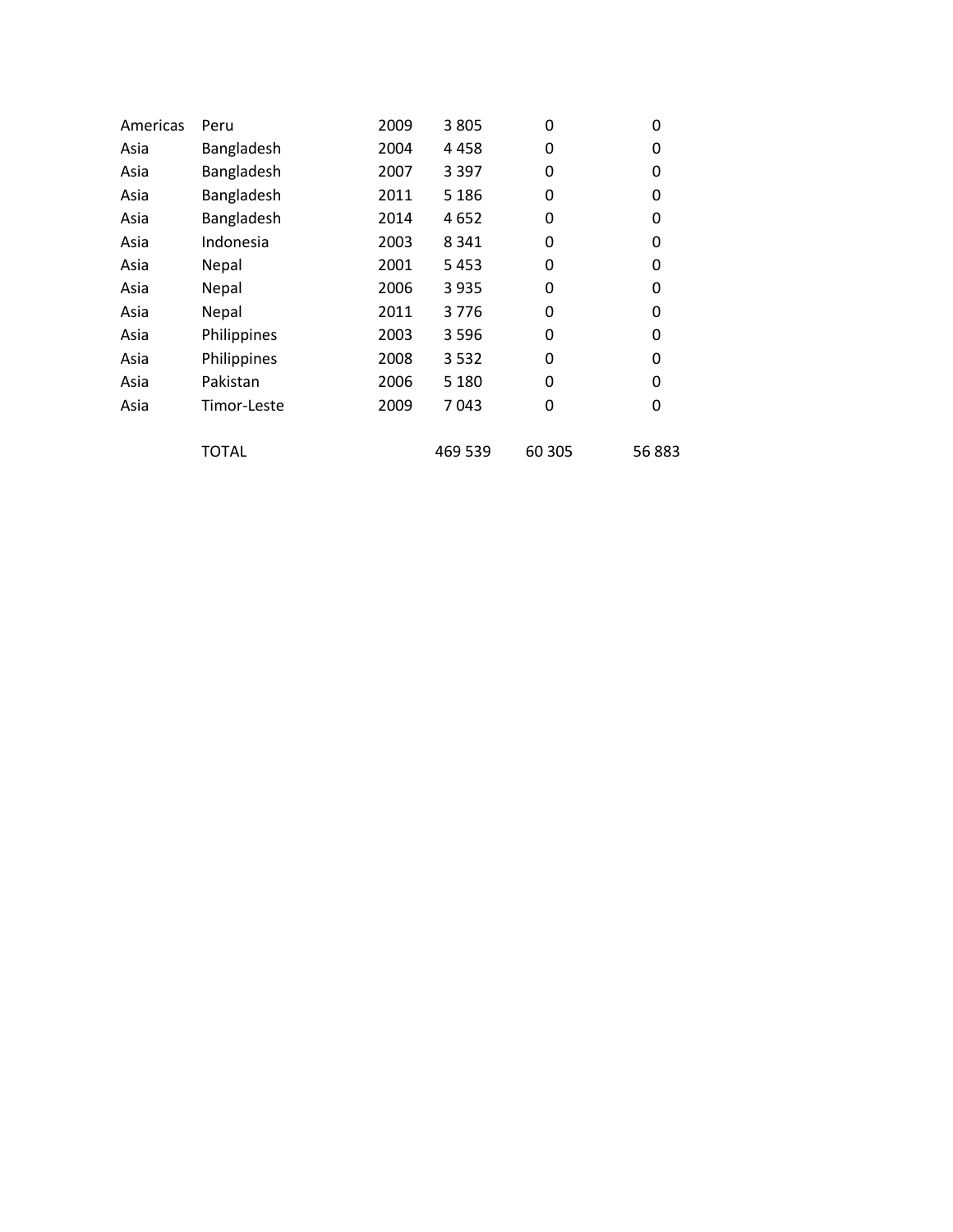| | | | | | |
|---|---|---|---|---|---|
| Americas | Peru | 2009 | 3 805 | 0 | 0 |
| Asia | Bangladesh | 2004 | 4 458 | 0 | 0 |
| Asia | Bangladesh | 2007 | 3 397 | 0 | 0 |
| Asia | Bangladesh | 2011 | 5 186 | 0 | 0 |
| Asia | Bangladesh | 2014 | 4 652 | 0 | 0 |
| Asia | Indonesia | 2003 | 8 341 | 0 | 0 |
| Asia | Nepal | 2001 | 5 453 | 0 | 0 |
| Asia | Nepal | 2006 | 3 935 | 0 | 0 |
| Asia | Nepal | 2011 | 3 776 | 0 | 0 |
| Asia | Philippines | 2003 | 3 596 | 0 | 0 |
| Asia | Philippines | 2008 | 3 532 | 0 | 0 |
| Asia | Pakistan | 2006 | 5 180 | 0 | 0 |
| Asia | Timor-Leste | 2009 | 7 043 | 0 | 0 |
| | TOTAL | | 469 539 | 60 305 | 56 883 |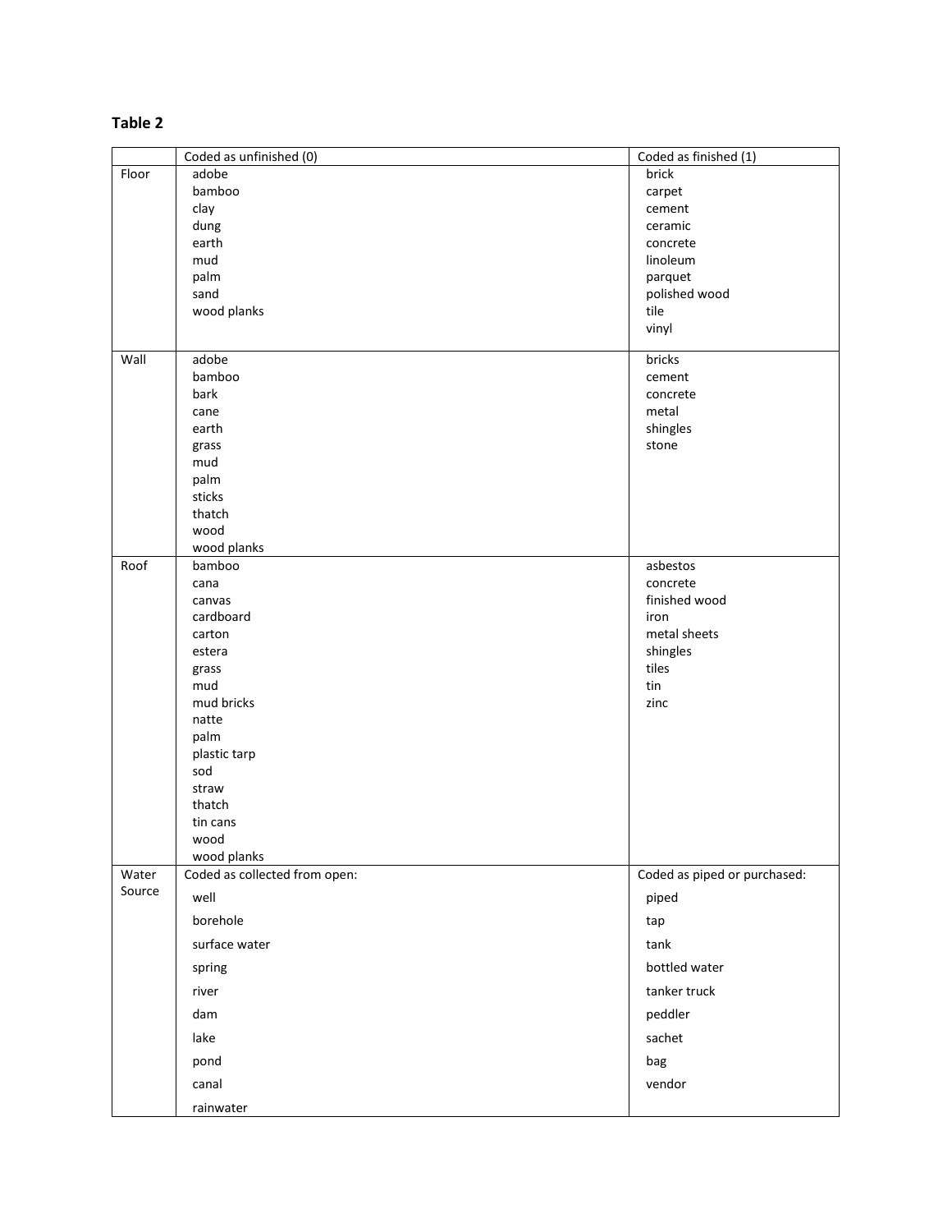**Table 2**

| | Coded as unfinished (0) | Coded as finished (1) |
|---|---|---|
| Floor | adobe<br>bamboo<br>clay<br>dung<br>earth<br>mud<br>palm<br>sand<br>wood planks | brick<br>carpet<br>cement<br>ceramic<br>concrete<br>linoleum<br>parquet<br>polished wood<br>tile<br>vinyl |
| Wall | adobe<br>bamboo<br>bark<br>cane<br>earth<br>grass<br>mud<br>palm<br>sticks<br>thatch<br>wood<br>wood planks | bricks<br>cement<br>concrete<br>metal<br>shingles<br>stone |
| Roof | bamboo<br>cana<br>canvas<br>cardboard<br>carton<br>estera<br>grass<br>mud<br>mud bricks<br>natte<br>palm<br>plastic tarp<br>sod<br>straw<br>thatch<br>tin cans<br>wood<br>wood planks | asbestos<br>concrete<br>finished wood<br>iron<br>metal sheets<br>shingles<br>tiles<br>tin<br>zinc |
| Water Source | Coded as collected from open:<br>well<br>borehole<br>surface water<br>spring<br>river<br>dam<br>lake<br>pond<br>canal<br>rainwater | Coded as piped or purchased:<br>piped<br>tap<br>tank<br>bottled water<br>tanker truck<br>peddler<br>sachet<br>bag<br>vendor |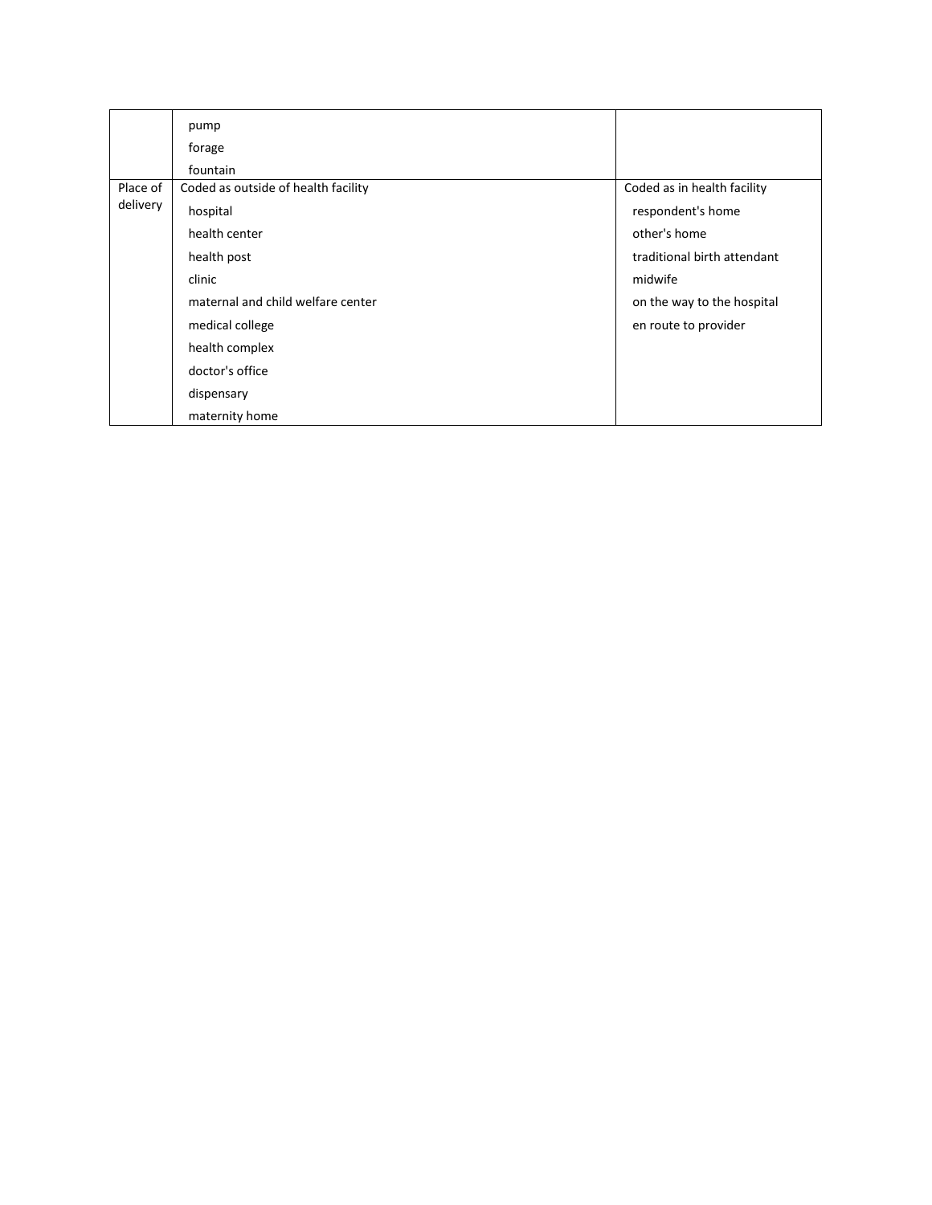| | | |
|---|---|---|
| | pump<br>forage<br>fountain | |
| Place of delivery | Coded as outside of health facility<br>hospital<br>health center<br>health post<br>clinic<br>maternal and child welfare center<br>medical college<br>health complex<br>doctor's office<br>dispensary<br>maternity home | Coded as in health facility<br>respondent's home<br>other's home<br>traditional birth attendant<br>midwife<br>on the way to the hospital<br>en route to provider |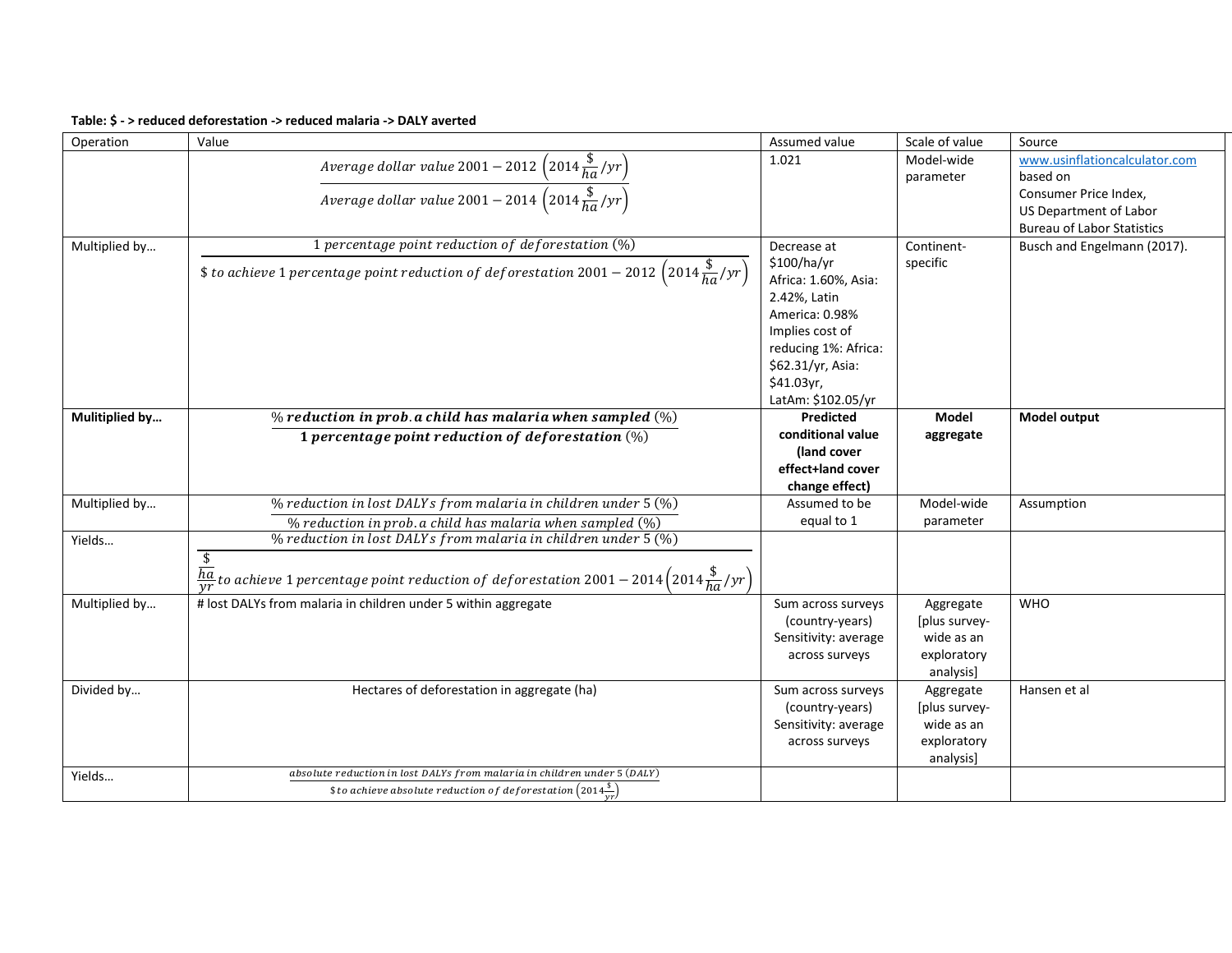**Table: $ - > reduced deforestation -> reduced malaria -> DALY averted**

| Operation | Value | Assumed value | Scale of value | Source |
|---|---|---|---|---|
| | $\dfrac{Average\ dollar\ value\ 2001-2012\ \left(2014\frac{\$}{ha}/yr\right)}{Average\ dollar\ value\ 2001-2014\ \left(2014\frac{\$}{ha}/yr\right)}$ | 1.021 | Model-wide parameter | www.usinflationcalculator.com based on Consumer Price Index, US Department of Labor Bureau of Labor Statistics |
| Multiplied by… | $\dfrac{1\ percentage\ point\ reduction\ of\ deforestation\ (\%)}{\$\ to\ achieve\ 1\ percentage\ point\ reduction\ of\ deforestation\ 2001-2012\ \left(2014\frac{\$}{ha}/yr\right)}$ | Decrease at \$100/ha/yr Africa: 1.60%, Asia: 2.42%, Latin America: 0.98% Implies cost of reducing 1%: Africa: \$62.31/yr, Asia: \$41.03yr, LatAm: \$102.05/yr | Continent-specific | Busch and Engelmann (2017). |
| **Mulitiplied by…** | $\dfrac{\boldsymbol{\%\ reduction\ in\ prob.a\ child\ has\ malaria\ when\ sampled}\ (\%)}{\boldsymbol{1\ percentage\ point\ reduction\ of\ deforestation}\ (\%)}$ | **Predicted conditional value (land cover effect+land cover change effect)** | **Model aggregate** | **Model output** |
| Multiplied by… | $\dfrac{\%\ reduction\ in\ lost\ DALYs\ from\ malaria\ in\ children\ under\ 5\ (\%)}{\%\ reduction\ in\ prob.a\ child\ has\ malaria\ when\ sampled\ (\%)}$ | Assumed to be equal to 1 | Model-wide parameter | Assumption |
| Yields… | $\dfrac{\%\ reduction\ in\ lost\ DALYs\ from\ malaria\ in\ children\ under\ 5\ (\%)}{\frac{\frac{\$}{ha}}{yr}\ to\ achieve\ 1\ percentage\ point\ reduction\ of\ deforestation\ 2001-2014\left(2014\frac{\$}{ha}/yr\right)}$ | | | |
| Multiplied by… | # lost DALYs from malaria in children under 5 within aggregate | Sum across surveys (country-years) Sensitivity: average across surveys | Aggregate [plus survey-wide as an exploratory analysis] | WHO |
| Divided by… | Hectares of deforestation in aggregate (ha) | Sum across surveys (country-years) Sensitivity: average across surveys | Aggregate [plus survey-wide as an exploratory analysis] | Hansen et al |
| Yields… | $\dfrac{absolute\ reduction\ in\ lost\ DALYs\ from\ malaria\ in\ children\ under\ 5\ (DALY)}{\$\ to\ achieve\ absolute\ reduction\ of\ deforestation\ \left(2014\frac{\$}{yr}\right)}$ | | | |